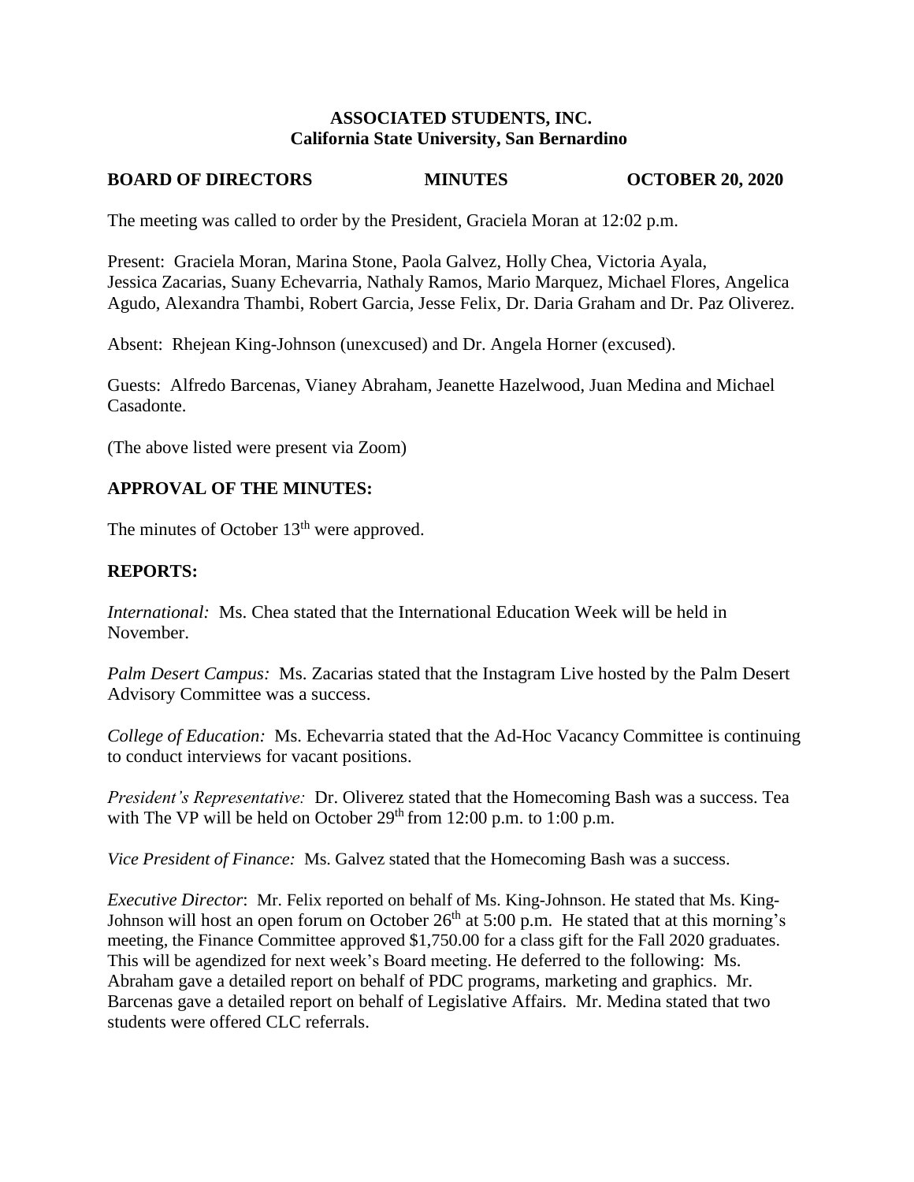**ASSOCIATED STUDENTS, INC.**
**California State University, San Bernardino**

**BOARD OF DIRECTORS MINUTES OCTOBER 20, 2020**

The meeting was called to order by the President, Graciela Moran at 12:02 p.m.

Present: Graciela Moran, Marina Stone, Paola Galvez, Holly Chea, Victoria Ayala, Jessica Zacarias, Suany Echevarria, Nathaly Ramos, Mario Marquez, Michael Flores, Angelica Agudo, Alexandra Thambi, Robert Garcia, Jesse Felix, Dr. Daria Graham and Dr. Paz Oliverez.

Absent: Rhejean King-Johnson (unexcused) and Dr. Angela Horner (excused).

Guests: Alfredo Barcenas, Vianey Abraham, Jeanette Hazelwood, Juan Medina and Michael Casadonte.

(The above listed were present via Zoom)

## APPROVAL OF THE MINUTES:

The minutes of October 13th were approved.

## REPORTS:

*International:* Ms. Chea stated that the International Education Week will be held in November.

*Palm Desert Campus:* Ms. Zacarias stated that the Instagram Live hosted by the Palm Desert Advisory Committee was a success.

*College of Education:* Ms. Echevarria stated that the Ad-Hoc Vacancy Committee is continuing to conduct interviews for vacant positions.

*President's Representative:* Dr. Oliverez stated that the Homecoming Bash was a success. Tea with The VP will be held on October 29th from 12:00 p.m. to 1:00 p.m.

*Vice President of Finance:* Ms. Galvez stated that the Homecoming Bash was a success.

*Executive Director*: Mr. Felix reported on behalf of Ms. King-Johnson. He stated that Ms. King-Johnson will host an open forum on October 26th at 5:00 p.m. He stated that at this morning's meeting, the Finance Committee approved $1,750.00 for a class gift for the Fall 2020 graduates. This will be agendized for next week's Board meeting. He deferred to the following: Ms. Abraham gave a detailed report on behalf of PDC programs, marketing and graphics. Mr. Barcenas gave a detailed report on behalf of Legislative Affairs. Mr. Medina stated that two students were offered CLC referrals.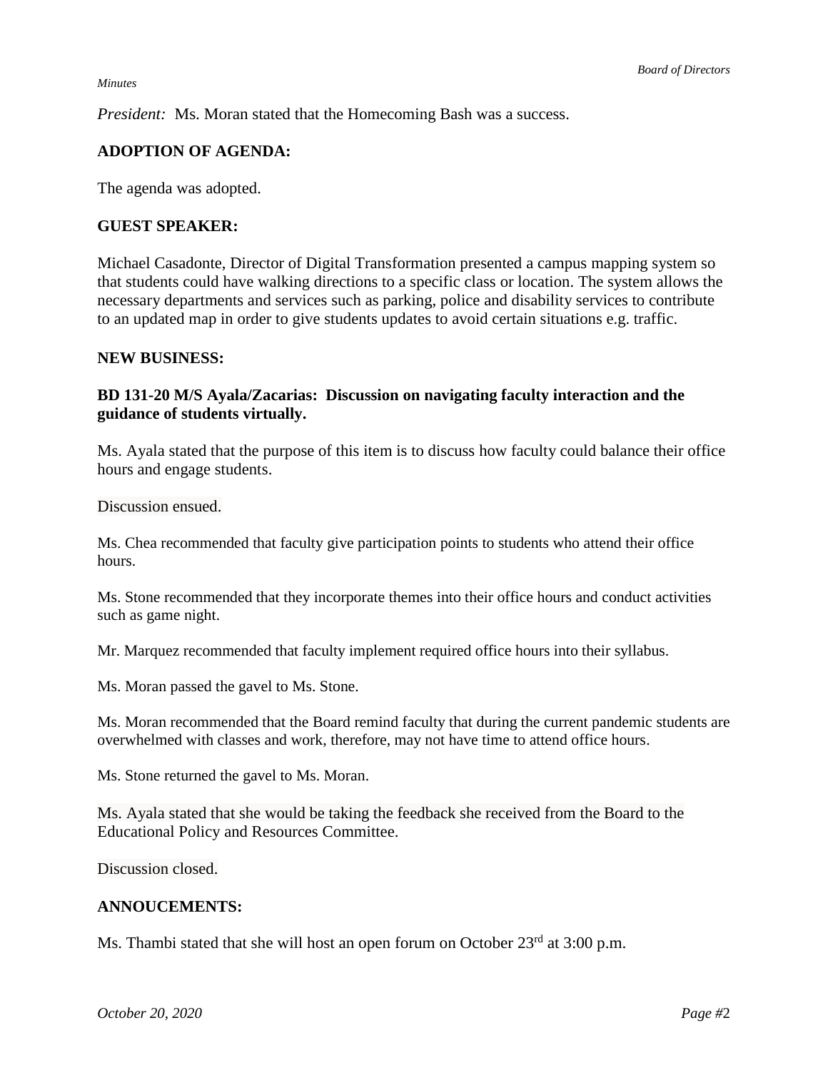*President:* Ms. Moran stated that the Homecoming Bash was a success.

**ADOPTION OF AGENDA:**

The agenda was adopted.

**GUEST SPEAKER:**

Michael Casadonte, Director of Digital Transformation presented a campus mapping system so that students could have walking directions to a specific class or location. The system allows the necessary departments and services such as parking, police and disability services to contribute to an updated map in order to give students updates to avoid certain situations e.g. traffic.

**NEW BUSINESS:**

**BD 131-20 M/S Ayala/Zacarias: Discussion on navigating faculty interaction and the guidance of students virtually.**

Ms. Ayala stated that the purpose of this item is to discuss how faculty could balance their office hours and engage students.

Discussion ensued.

Ms. Chea recommended that faculty give participation points to students who attend their office hours.

Ms. Stone recommended that they incorporate themes into their office hours and conduct activities such as game night.

Mr. Marquez recommended that faculty implement required office hours into their syllabus.

Ms. Moran passed the gavel to Ms. Stone.

Ms. Moran recommended that the Board remind faculty that during the current pandemic students are overwhelmed with classes and work, therefore, may not have time to attend office hours.

Ms. Stone returned the gavel to Ms. Moran.

Ms. Ayala stated that she would be taking the feedback she received from the Board to the Educational Policy and Resources Committee.

Discussion closed.

**ANNOUCEMENTS:**

Ms. Thambi stated that she will host an open forum on October 23rd at 3:00 p.m.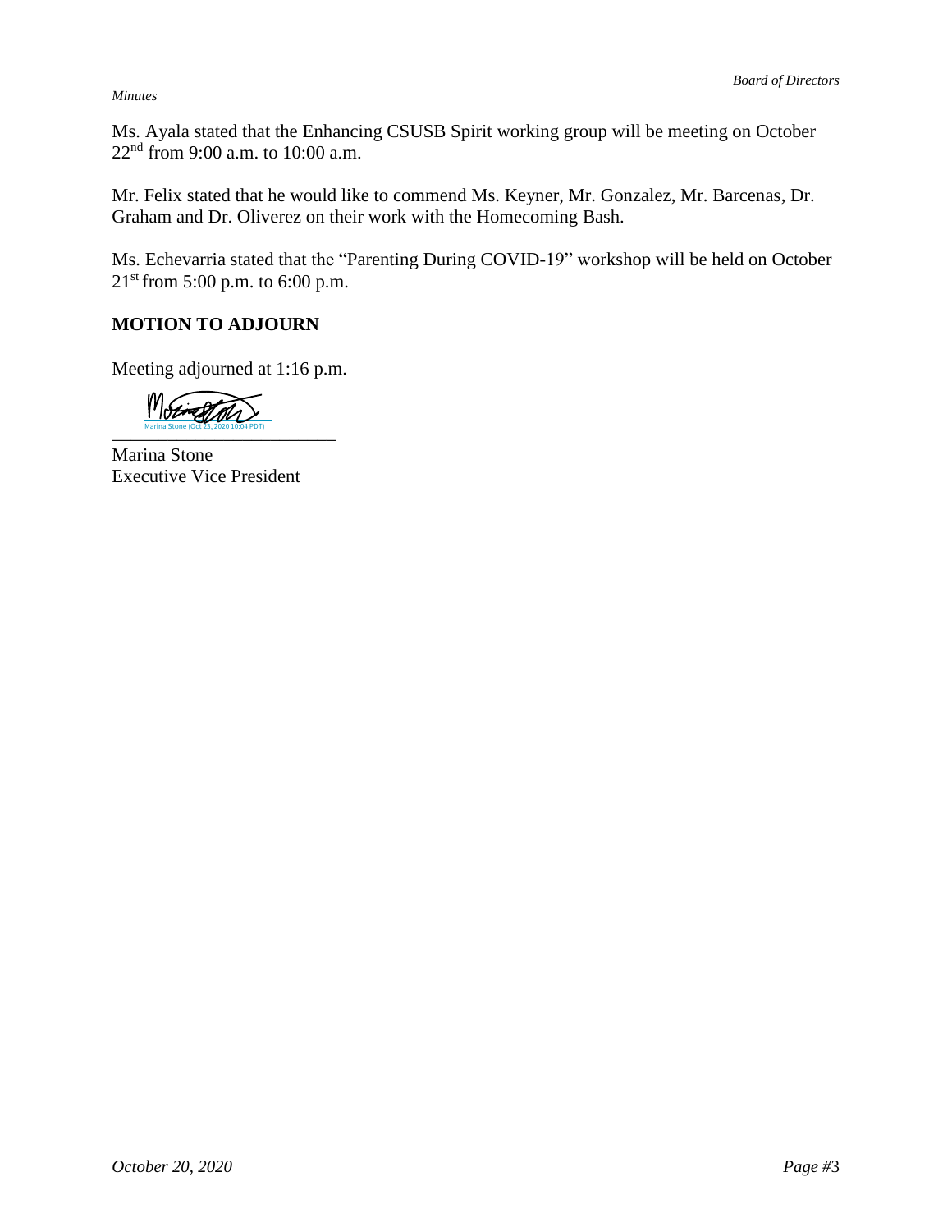Ms. Ayala stated that the Enhancing CSUSB Spirit working group will be meeting on October 22nd from 9:00 a.m. to 10:00 a.m.

Mr. Felix stated that he would like to commend Ms. Keyner, Mr. Gonzalez, Mr. Barcenas, Dr. Graham and Dr. Oliverez on their work with the Homecoming Bash.

Ms. Echevarria stated that the "Parenting During COVID-19" workshop will be held on October 21st from 5:00 p.m. to 6:00 p.m.

## MOTION TO ADJOURN

Meeting adjourned at 1:16 p.m.

Marina Stone (Oct 23, 2020 10:04 PDT)

Marina Stone
Executive Vice President